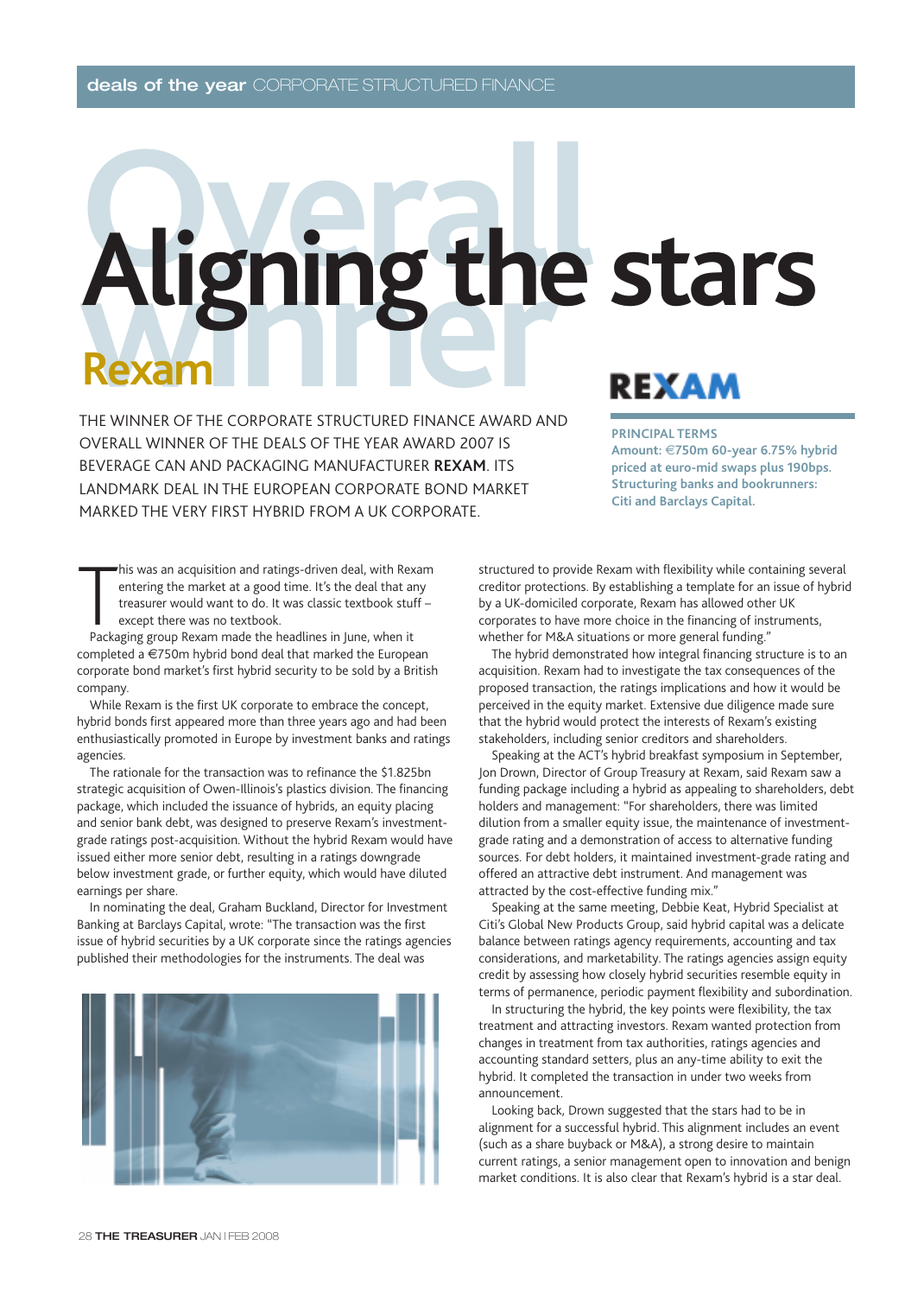# Aligning the stars

## Rexam

**Overall winner**

THE WINNER OF THE CORPORATE STRUCTURED FINANCE AWARD AND OVERALL WINNER OF THE DEALS OF THE YEAR AWARD 2007 IS BEVERAGE CAN AND PACKAGING MANUFACTURER **REXAM**. ITS LANDMARK DEAL IN THE EUROPEAN CORPORATE BOND MARKET MARKED THE VERY FIRST HYBRID FROM A UK CORPORATE.

REXAM

**PRINCIPAL TERMS**
**Amount: €750m 60-year 6.75% hybrid priced at euro-mid swaps plus 190bps. Structuring banks and bookrunners: Citi and Barclays Capital.**

This was an acquisition and ratings-driven deal, with Rexam entering the market at a good time. It's the deal that any treasurer would want to do. It was classic textbook stuff – except there was no textbook.

Packaging group Rexam made the headlines in June, when it completed a €750m hybrid bond deal that marked the European corporate bond market's first hybrid security to be sold by a British company.

While Rexam is the first UK corporate to embrace the concept, hybrid bonds first appeared more than three years ago and had been enthusiastically promoted in Europe by investment banks and ratings agencies.

The rationale for the transaction was to refinance the $1.825bn strategic acquisition of Owen-Illinois's plastics division. The financing package, which included the issuance of hybrids, an equity placing and senior bank debt, was designed to preserve Rexam's investment-grade ratings post-acquisition. Without the hybrid Rexam would have issued either more senior debt, resulting in a ratings downgrade below investment grade, or further equity, which would have diluted earnings per share.

In nominating the deal, Graham Buckland, Director for Investment Banking at Barclays Capital, wrote: "The transaction was the first issue of hybrid securities by a UK corporate since the ratings agencies published their methodologies for the instruments. The deal was structured to provide Rexam with flexibility while containing several creditor protections. By establishing a template for an issue of hybrid by a UK-domiciled corporate, Rexam has allowed other UK corporates to have more choice in the financing of instruments, whether for M&A situations or more general funding."

The hybrid demonstrated how integral financing structure is to an acquisition. Rexam had to investigate the tax consequences of the proposed transaction, the ratings implications and how it would be perceived in the equity market. Extensive due diligence made sure that the hybrid would protect the interests of Rexam's existing stakeholders, including senior creditors and shareholders.

Speaking at the ACT's hybrid breakfast symposium in September, Jon Drown, Director of Group Treasury at Rexam, said Rexam saw a funding package including a hybrid as appealing to shareholders, debt holders and management: "For shareholders, there was limited dilution from a smaller equity issue, the maintenance of investment-grade rating and a demonstration of access to alternative funding sources. For debt holders, it maintained investment-grade rating and offered an attractive debt instrument. And management was attracted by the cost-effective funding mix."

Speaking at the same meeting, Debbie Keat, Hybrid Specialist at Citi's Global New Products Group, said hybrid capital was a delicate balance between ratings agency requirements, accounting and tax considerations, and marketability. The ratings agencies assign equity credit by assessing how closely hybrid securities resemble equity in terms of permanence, periodic payment flexibility and subordination.

In structuring the hybrid, the key points were flexibility, the tax treatment and attracting investors. Rexam wanted protection from changes in treatment from tax authorities, ratings agencies and accounting standard setters, plus an any-time ability to exit the hybrid. It completed the transaction in under two weeks from announcement.

Looking back, Drown suggested that the stars had to be in alignment for a successful hybrid. This alignment includes an event (such as a share buyback or M&A), a strong desire to maintain current ratings, a senior management open to innovation and benign market conditions. It is also clear that Rexam's hybrid is a star deal.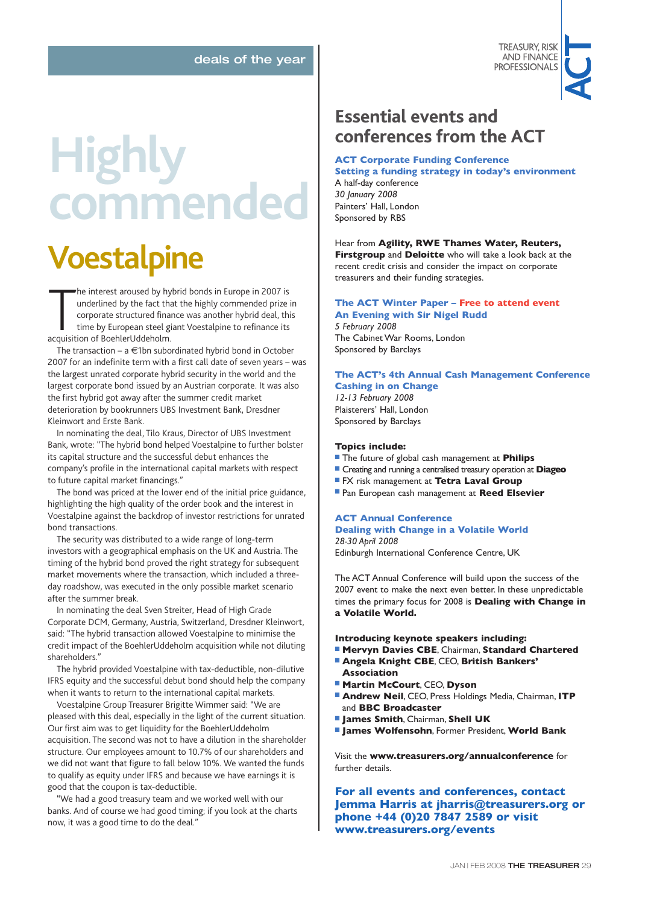deals of the year

# Highly commended

## Voestalpine

The interest aroused by hybrid bonds in Europe in 2007 is underlined by the fact that the highly commended prize in corporate structured finance was another hybrid deal, this time by European steel giant Voestalpine to refinance its acquisition of BoehlerUddeholm.

The transaction – a €1bn subordinated hybrid bond in October 2007 for an indefinite term with a first call date of seven years – was the largest unrated corporate hybrid security in the world and the largest corporate bond issued by an Austrian corporate. It was also the first hybrid got away after the summer credit market deterioration by bookrunners UBS Investment Bank, Dresdner Kleinwort and Erste Bank.

In nominating the deal, Tilo Kraus, Director of UBS Investment Bank, wrote: "The hybrid bond helped Voestalpine to further bolster its capital structure and the successful debut enhances the company's profile in the international capital markets with respect to future capital market financings."

The bond was priced at the lower end of the initial price guidance, highlighting the high quality of the order book and the interest in Voestalpine against the backdrop of investor restrictions for unrated bond transactions.

The security was distributed to a wide range of long-term investors with a geographical emphasis on the UK and Austria. The timing of the hybrid bond proved the right strategy for subsequent market movements where the transaction, which included a three-day roadshow, was executed in the only possible market scenario after the summer break.

In nominating the deal Sven Streiter, Head of High Grade Corporate DCM, Germany, Austria, Switzerland, Dresdner Kleinwort, said: "The hybrid transaction allowed Voestalpine to minimise the credit impact of the BoehlerUddeholm acquisition while not diluting shareholders."

The hybrid provided Voestalpine with tax-deductible, non-dilutive IFRS equity and the successful debut bond should help the company when it wants to return to the international capital markets.

Voestalpine Group Treasurer Brigitte Wimmer said: "We are pleased with this deal, especially in the light of the current situation. Our first aim was to get liquidity for the BoehlerUddeholm acquisition. The second was not to have a dilution in the shareholder structure. Our employees amount to 10.7% of our shareholders and we did not want that figure to fall below 10%. We wanted the funds to qualify as equity under IFRS and because we have earnings it is good that the coupon is tax-deductible.

"We had a good treasury team and we worked well with our banks. And of course we had good timing; if you look at the charts now, it was a good time to do the deal."

TREASURY, RISK AND FINANCE PROFESSIONALS — ACT

# Essential events and conferences from the ACT

**ACT Corporate Funding Conference**
**Setting a funding strategy in today's environment**
A half-day conference
*30 January 2008*
Painters' Hall, London
Sponsored by RBS

Hear from **Agility, RWE Thames Water, Reuters, Firstgroup** and **Deloitte** who will take a look back at the recent credit crisis and consider the impact on corporate treasurers and their funding strategies.

**The ACT Winter Paper – Free to attend event**
**An Evening with Sir Nigel Rudd**
*5 February 2008*
The Cabinet War Rooms, London
Sponsored by Barclays

**The ACT's 4th Annual Cash Management Conference**
**Cashing in on Change**
*12-13 February 2008*
Plaisterers' Hall, London
Sponsored by Barclays

**Topics include:**
- The future of global cash management at **Philips**
- Creating and running a centralised treasury operation at **Diageo**
- FX risk management at **Tetra Laval Group**
- Pan European cash management at **Reed Elsevier**

**ACT Annual Conference**
**Dealing with Change in a Volatile World**
*28-30 April 2008*
Edinburgh International Conference Centre, UK

The ACT Annual Conference will build upon the success of the 2007 event to make the next even better. In these unpredictable times the primary focus for 2008 is **Dealing with Change in a Volatile World.**

**Introducing keynote speakers including:**
- **Mervyn Davies CBE**, Chairman, **Standard Chartered**
- **Angela Knight CBE**, CEO, **British Bankers' Association**
- **Martin McCourt**, CEO, **Dyson**
- **Andrew Neil**, CEO, Press Holdings Media, Chairman, **ITP** and **BBC Broadcaster**
- **James Smith**, Chairman, **Shell UK**
- **James Wolfenson**, Former President, **World Bank**

Visit the **www.treasurers.org/annualconference** for further details.

**For all events and conferences, contact Jemma Harris at jharris@treasurers.org or phone +44 (0)20 7847 2589 or visit www.treasurers.org/events**